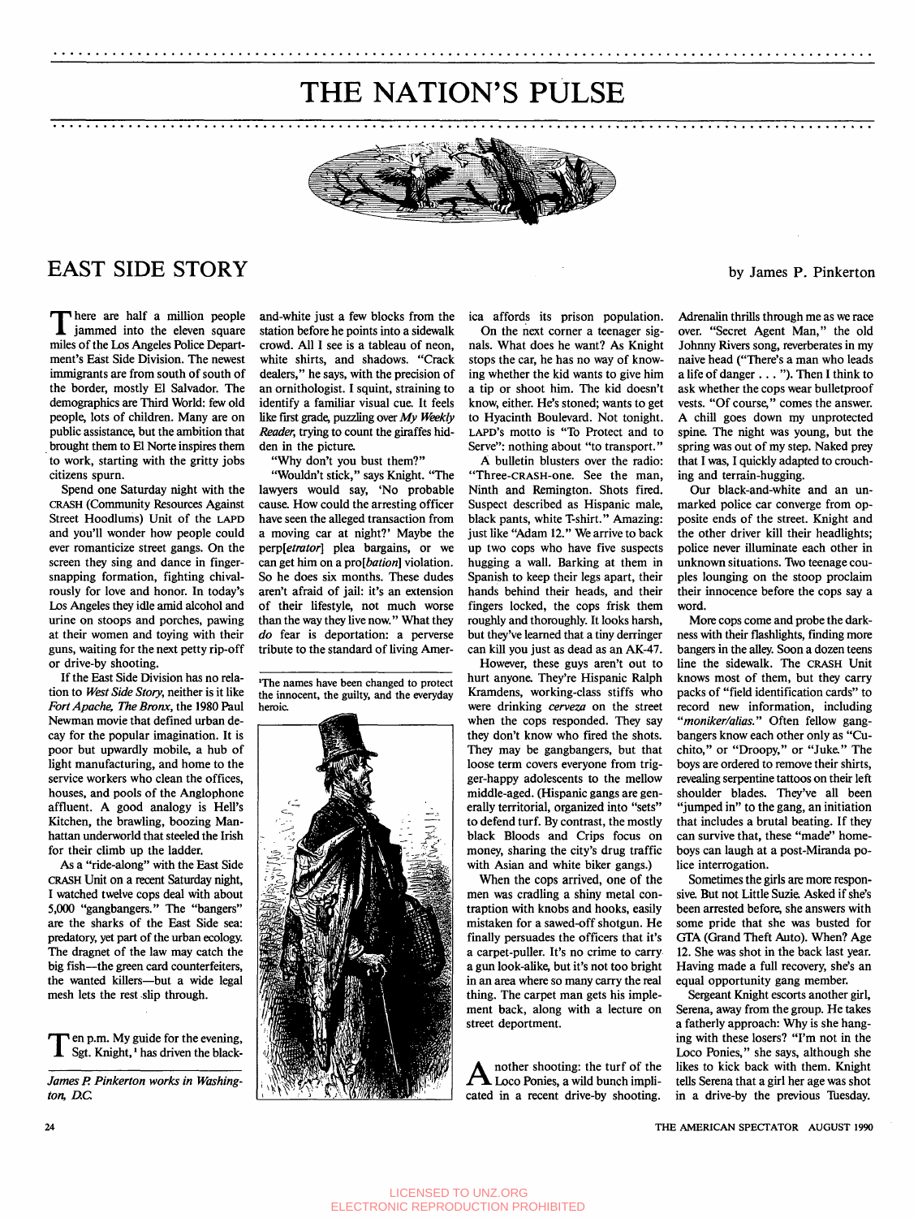# THE NATION'S PULSE

## EAST SIDE STORY

by James P. Pinkerton

There are half a million people jammed into the eleven square miles of the Los Angeles Police Department's East Side Division. The newest immigrants are from south of south of the border, mostly El Salvador. The demographics are Third World: few old people, lots of children. Many are on public assistance, but the ambition that brought them to El Norte inspires them to work, starting with the gritty jobs citizens spurn.

Spend one Saturday night with the CRASH (Community Resources Against Street Hoodlums) Unit of the LAPD and you'll wonder how people could ever romanticize street gangs. On the screen they sing and dance in finger-snapping formation, fighting chivalrously for love and honor. In today's Los Angeles they idle amid alcohol and urine on stoops and porches, pawing at their women and toying with their guns, waiting for the next petty rip-off or drive-by shooting.

If the East Side Division has no relation to *West Side Story*, neither is it like *Fort Apache, The Bronx*, the 1980 Paul Newman movie that defined urban decay for the popular imagination. It is poor but upwardly mobile, a hub of light manufacturing, and home to the service workers who clean the offices, houses, and pools of the Anglophone affluent. A good analogy is Hell's Kitchen, the brawling, boozing Manhattan underworld that steeled the Irish for their climb up the ladder.

As a "ride-along" with the East Side CRASH Unit on a recent Saturday night, I watched twelve cops deal with about 5,000 "gangbangers." The "bangers" are the sharks of the East Side sea: predatory, yet part of the urban ecology. The dragnet of the law may catch the big fish—the green card counterfeiters, the wanted killers—but a wide legal mesh lets the rest slip through.

Ten p.m. My guide for the evening, Sgt. Knight,[1] has driven the black-and-white just a few blocks from the station before he points into a sidewalk crowd. All I see is a tableau of neon, white shirts, and shadows. "Crack dealers," he says, with the precision of an ornithologist. I squint, straining to identify a familiar visual cue. It feels like first grade, puzzling over *My Weekly Reader*, trying to count the giraffes hidden in the picture.

"Why don't you bust them?"

"Wouldn't stick," says Knight. "The lawyers would say, 'No probable cause. How could the arresting officer have seen the alleged transaction from a moving car at night?' Maybe the perp[*etrator*] plea bargains, or we can get him on a pro[*bation*] violation. So he does six months. These dudes aren't afraid of jail: it's an extension of their lifestyle, not much worse than the way they live now." What they *do* fear is deportation: a perverse tribute to the standard of living America affords its prison population.

On the next corner a teenager signals. What does he want? As Knight stops the car, he has no way of knowing whether the kid wants to give him a tip or shoot him. The kid doesn't know, either. He's stoned; wants to get to Hyacinth Boulevard. Not tonight. LAPD's motto is "To Protect and to Serve": nothing about "to transport."

A bulletin blusters over the radio: "Three-CRASH-one. See the man, Ninth and Remington. Shots fired. Suspect described as Hispanic male, black pants, white T-shirt." Amazing: just like "Adam 12." We arrive to back up two cops who have five suspects hugging a wall. Barking at them in Spanish to keep their legs apart, their hands behind their heads, and their fingers locked, the cops frisk them roughly and thoroughly. It looks harsh, but they've learned that a tiny derringer can kill you just as dead as an AK-47.

However, these guys aren't out to hurt anyone. They're Hispanic Ralph Kramdens, working-class stiffs who were drinking *cerveza* on the street when the cops responded. They say they don't know who fired the shots. They may be gangbangers, but that loose term covers everyone from trigger-happy adolescents to the mellow middle-aged. (Hispanic gangs are generally territorial, organized into "sets" to defend turf. By contrast, the mostly black Bloods and Crips focus on money, sharing the city's drug traffic with Asian and white biker gangs.)

When the cops arrived, one of the men was cradling a shiny metal contraption with knobs and hooks, easily mistaken for a sawed-off shotgun. He finally persuades the officers that it's a carpet-puller. It's no crime to carry a gun look-alike, but it's not too bright in an area where so many carry the real thing. The carpet man gets his implement back, along with a lecture on street deportment.

Another shooting: the turf of the Loco Ponies, a wild bunch implicated in a recent drive-by shooting. Adrenalin thrills through me as we race over. "Secret Agent Man," the old Johnny Rivers song, reverberates in my naive head ("There's a man who leads a life of danger . . . "). Then I think to ask whether the cops wear bulletproof vests. "Of course," comes the answer. A chill goes down my unprotected spine. The night was young, but the spring was out of my step. Naked prey that I was, I quickly adapted to crouching and terrain-hugging.

Our black-and-white and an unmarked police car converge from opposite ends of the street. Knight and the other driver kill their headlights; police never illuminate each other in unknown situations. Two teenage couples lounging on the stoop proclaim their innocence before the cops say a word.

More cops come and probe the darkness with their flashlights, finding more bangers in the alley. Soon a dozen teens line the sidewalk. The CRASH Unit knows most of them, but they carry packs of "field identification cards" to record new information, including "*moniker/alias.*" Often fellow gangbangers know each other only as "Cuchito," or "Droopy," or "Juke." The boys are ordered to remove their shirts, revealing serpentine tattoos on their left shoulder blades. They've all been "jumped in" to the gang, an initiation that includes a brutal beating. If they can survive that, these "made" homeboys can laugh at a post-Miranda police interrogation.

Sometimes the girls are more responsive. But not Little Suzie. Asked if she's been arrested before, she answers with some pride that she was busted for GTA (Grand Theft Auto). When? Age 12. She was shot in the back last year. Having made a full recovery, she's an equal opportunity gang member.

Sergeant Knight escorts another girl, Serena, away from the group. He takes a fatherly approach: Why is she hanging with these losers? "I'm not in the Loco Ponies," she says, although she likes to kick back with them. Knight tells Serena that a girl her age was shot in a drive-by the previous Tuesday.

---

[1] The names have been changed to protect the innocent, the guilty, and the everyday heroic.

*James P. Pinkerton works in Washington, D.C.*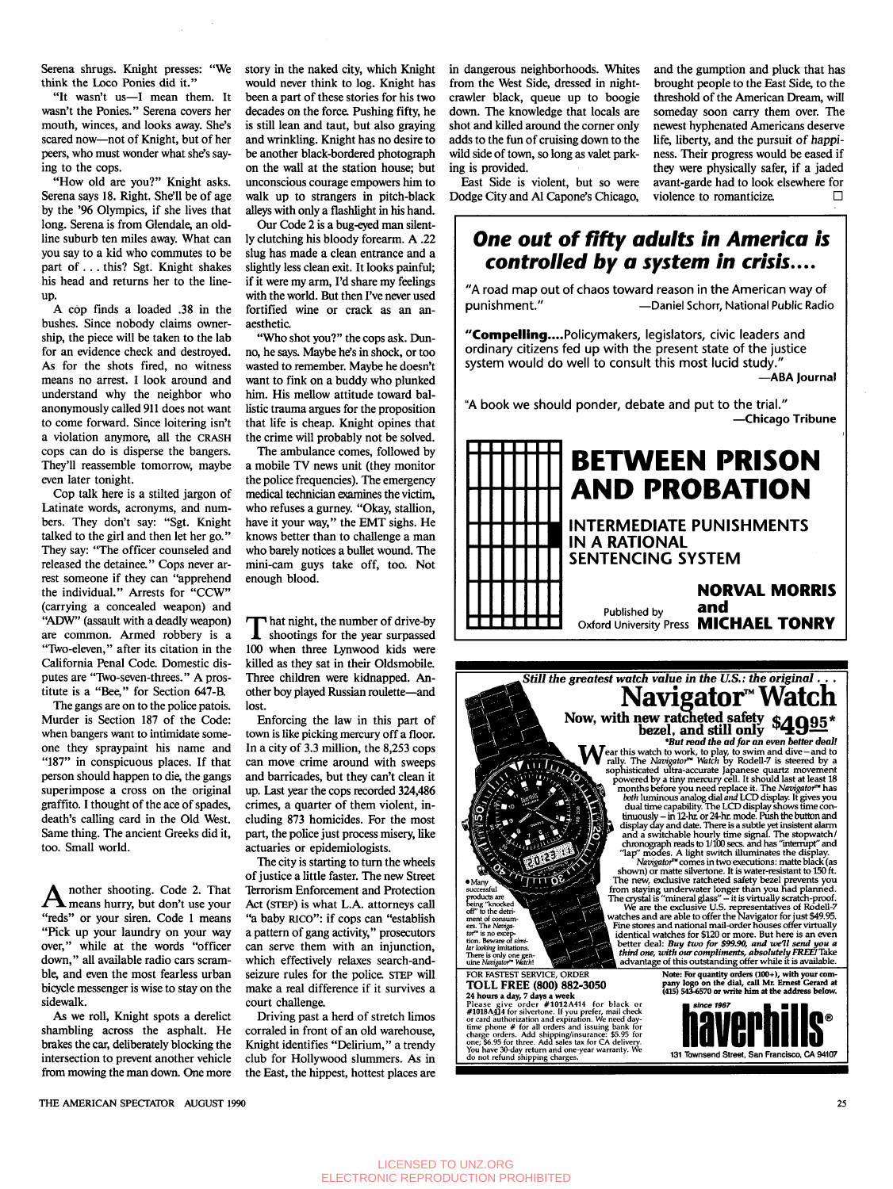Serena shrugs. Knight presses: "We think the Loco Ponies did it."

"It wasn't us—I mean them. It wasn't the Ponies." Serena covers her mouth, winces, and looks away. She's scared now—not of Knight, but of her peers, who must wonder what she's saying to the cops.

"How old are you?" Knight asks. Serena says 18. Right. She'll be of age by the '96 Olympics, if she lives that long. Serena is from Glendale, an old-line suburb ten miles away. What can you say to a kid who commutes to be part of . . . this? Sgt. Knight shakes his head and returns her to the line-up.

A cop finds a loaded .38 in the bushes. Since nobody claims ownership, the piece will be taken to the lab for an evidence check and destroyed. As for the shots fired, no witness means no arrest. I look around and understand why the neighbor who anonymously called 911 does not want to come forward. Since loitering isn't a violation anymore, all the CRASH cops can do is disperse the bangers. They'll reassemble tomorrow, maybe even later tonight.

Cop talk here is a stilted jargon of Latinate words, acronyms, and numbers. They don't say: "Sgt. Knight talked to the girl and then let her go." They say: "The officer counseled and released the detainee." Cops never arrest someone if they can "apprehend the individual." Arrests for "CCW" (carrying a concealed weapon) and "ADW" (assault with a deadly weapon) are common. Armed robbery is a "Two-eleven," after its citation in the California Penal Code. Domestic disputes are "Two-seven-threes." A prostitute is a "Bee," for Section 647-B.

The gangs are on to the police patois. Murder is Section 187 of the Code: when bangers want to intimidate someone they spraypaint his name and "187" in conspicuous places. If that person should happen to die, the gangs superimpose a cross on the original graffito. I thought of the ace of spades, death's calling card in the Old West. Same thing. The ancient Greeks did it, too. Small world.

Another shooting. Code 2. That means hurry, but don't use your "reds" or your siren. Code 1 means "Pick up your laundry on your way over," while at the words "officer down," all available radio cars scramble, and even the most fearless urban bicycle messenger is wise to stay on the sidewalk.

As we roll, Knight spots a derelict shambling across the asphalt. He brakes the car, deliberately blocking the intersection to prevent another vehicle from mowing the man down. One more story in the naked city, which Knight would never think to log. Knight has been a part of these stories for his two decades on the force. Pushing fifty, he is still lean and taut, but also graying and wrinkling. Knight has no desire to be another black-bordered photograph on the wall at the station house; but unconscious courage empowers him to walk up to strangers in pitch-black alleys with only a flashlight in his hand.

Our Code 2 is a bug-eyed man silently clutching his bloody forearm. A .22 slug has made a clean entrance and a slightly less clean exit. It looks painful; if it were my arm, I'd share my feelings with the world. But then I've never used fortified wine or crack as an anaesthetic.

"Who shot you?" the cops ask. Dunno, he says. Maybe he's in shock, or too wasted to remember. Maybe he doesn't want to fink on a buddy who plunked him. His mellow attitude toward ballistic trauma argues for the proposition that life is cheap. Knight opines that the crime will probably not be solved.

The ambulance comes, followed by a mobile TV news unit (they monitor the police frequencies). The emergency medical technician examines the victim, who refuses a gurney. "Okay, stallion, have it your way," the EMT sighs. He knows better than to challenge a man who barely notices a bullet wound. The mini-cam guys take off, too. Not enough blood.

That night, the number of drive-by shootings for the year surpassed 100 when three Lynwood kids were killed as they sat in their Oldsmobile. Three children were kidnapped. Another boy played Russian roulette—and lost.

Enforcing the law in this part of town is like picking mercury off a floor. In a city of 3.3 million, the 8,253 cops can move crime around with sweeps and barricades, but they can't clean it up. Last year the cops recorded 324,486 crimes, a quarter of them violent, including 873 homicides. For the most part, the police just process misery, like actuaries or epidemiologists.

The city is starting to turn the wheels of justice a little faster. The new Street Terrorism Enforcement and Protection Act (STEP) is what L.A. attorneys call "a baby RICO": if cops can "establish a pattern of gang activity," prosecutors can serve them with an injunction, which effectively relaxes search-and-seizure rules for the police. STEP will make a real difference if it survives a court challenge.

Driving past a herd of stretch limos corralled in front of an old warehouse, Knight identifies "Delirium," a trendy club for Hollywood slummers. As in the East, the hippest, hottest places are in dangerous neighborhoods. Whites from the West Side, dressed in night-crawler black, queue up to boogie down. The knowledge that locals are shot and killed around the corner only adds to the fun of cruising down to the wild side of town, so long as valet parking is provided.

East Side is violent, but so were Dodge City and Al Capone's Chicago, and the gumption and pluck that has brought people to the East Side, to the threshold of the American Dream, will someday soon carry them over. The newest hyphenated Americans deserve life, liberty, and the pursuit of happiness. Their progress would be eased if they were physically safer, if a jaded avant-garde had to look elsewhere for violence to romanticize. □

---

***One out of fifty adults in America is controlled by a system in crisis....***

"A road map out of chaos toward reason in the American way of punishment." —Daniel Schorr, National Public Radio

**"Compelling....**Policymakers, legislators, civic leaders and ordinary citizens fed up with the present state of the justice system would do well to consult this most lucid study." **—ABA Journal**

"A book we should ponder, debate and put to the trial." **—Chicago Tribune**

**BETWEEN PRISON AND PROBATION**

**INTERMEDIATE PUNISHMENTS IN A RATIONAL SENTENCING SYSTEM**

**NORVAL MORRIS and MICHAEL TONRY**

Published by Oxford University Press

---

***Still the greatest watch value in the U.S.: the original . . .***

**Navigator™ Watch**

**Now, with new ratcheted safety bezel, and still only $49.95\***

***\*But read the ad for an even better deal!***

Wear this watch to work, to play, to swim and dive—and to rally. The *Navigator™ Watch* by Rodell-7 is steered by a sophisticated ultra-accurate Japanese quartz movement powered by a tiny mercury cell. It should last at least 18 months before you need replace it. The *Navigator™* has *both* luminous analog dial *and* LCD display. It gives you dual time capability. The LCD display shows time continuously—in 12-hr. or 24-hr. mode. Push the button and display day and date. There is a subtle yet insistent alarm and a switchable hourly time signal. The stopwatch/chronograph reads to 1/100 secs. and has "interrupt" and "lap" modes. A light switch illuminates the display. *Navigator™* comes in two executions: matte black (as shown) or matte silvertone. It is water-resistant to 150 ft. The new, exclusive ratcheted safety bezel prevents you from staying underwater longer than you had planned. The crystal is "mineral glass"—it is virtually scratch-proof. We are the exclusive U.S. representatives of Rodell-7 watches and are able to offer the Navigator for just $49.95. Fine stores and national mail-order houses offer virtually identical watches for $120 or more. But here is an even better deal: ***Buy two for $99.90, and we'll send you a third one, with our compliments, absolutely FREE!*** Take advantage of this outstanding offer while it is available.

• Many successful products are being "knocked off" to the detriment of consumers. The *Navigator™* is no exception. Beware of *similar looking* imitations. There is only one genuine *Navigator™ Watch!*

FOR FASTEST SERVICE, ORDER **TOLL FREE (800) 882-3050** **24 hours a day, 7 days a week**

Please give order #1012A414 for black or #1018A414 for silvertone. If you prefer, mail check or card authorization and expiration. We need daytime phone # for all orders and issuing bank for charge orders. Add shipping/insurance: $5.95 for one; $6.95 for three. Add sales tax for CA delivery. You have 30-day return and one-year warranty. We do not refund shipping charges.

**Note: For quantity orders (100+), with your company logo on the dial, call Mr. Ernest Gerard at (415) 543-6570 or write him at the address below.**

*since 1967* **haverhills**®

131 Townsend Street, San Francisco, CA 94107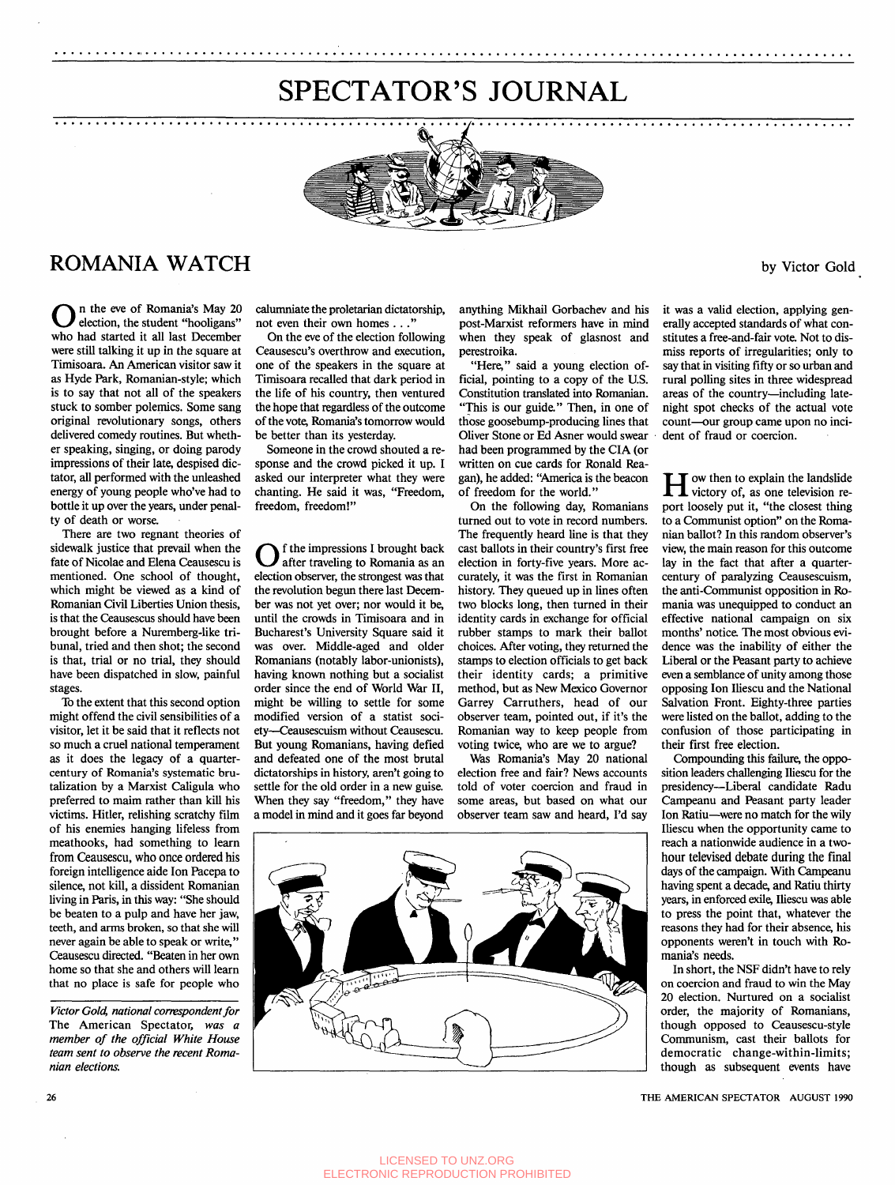# SPECTATOR'S JOURNAL

## ROMANIA WATCH

by Victor Gold

On the eve of Romania's May 20 election, the student "hooligans" who had started it all last December were still talking it up in the square at Timisoara. An American visitor saw it as Hyde Park, Romanian-style; which is to say that not all of the speakers stuck to somber polemics. Some sang original revolutionary songs, others delivered comedy routines. But whether speaking, singing, or doing parody impressions of their late, despised dictator, all performed with the unleashed energy of young people who've had to bottle it up over the years, under penalty of death or worse.

There are two regnant theories of sidewalk justice that prevail when the fate of Nicolae and Elena Ceausescu is mentioned. One school of thought, which might be viewed as a kind of Romanian Civil Liberties Union thesis, is that the Ceausescus should have been brought before a Nuremberg-like tribunal, tried and then shot; the second is that, trial or no trial, they should have been dispatched in slow, painful stages.

To the extent that this second option might offend the civil sensibilities of a visitor, let it be said that it reflects not so much a cruel national temperament as it does the legacy of a quarter-century of Romania's systematic brutalization by a Marxist Caligula who preferred to maim rather than kill his victims. Hitler, relishing scratchy film of his enemies hanging lifeless from meathooks, had something to learn from Ceausescu, who once ordered his foreign intelligence aide Ion Pacepa to silence, not kill, a dissident Romanian living in Paris, in this way: "She should be beaten to a pulp and have her jaw, teeth, and arms broken, so that she will never again be able to speak or write," Ceausescu directed. "Beaten in her own home so that she and others will learn that no place is safe for people who calumniate the proletarian dictatorship, not even their own homes . . ."

On the eve of the election following Ceausescu's overthrow and execution, one of the speakers in the square at Timisoara recalled that dark period in the life of his country, then ventured the hope that regardless of the outcome of the vote, Romania's tomorrow would be better than its yesterday.

Someone in the crowd shouted a response and the crowd picked it up. I asked our interpreter what they were chanting. He said it was, "Freedom, freedom, freedom!"

Of the impressions I brought back after traveling to Romania as an election observer, the strongest was that the revolution begun there last December was not yet over; nor would it be, until the crowds in Timisoara and in Bucharest's University Square said it was over. Middle-aged and older Romanians (notably labor-unionists), having known nothing but a socialist order since the end of World War II, might be willing to settle for some modified version of a statist society—Ceausescuism without Ceausescu. But young Romanians, having defied and defeated one of the most brutal dictatorships in history, aren't going to settle for the old order in a new guise. When they say "freedom," they have a model in mind and it goes far beyond anything Mikhail Gorbachev and his post-Marxist reformers have in mind when they speak of glasnost and perestroika.

"Here," said a young election official, pointing to a copy of the U.S. Constitution translated into Romanian. "This is our guide." Then, in one of those goosebump-producing lines that Oliver Stone or Ed Asner would swear had been programmed by the CIA (or written on cue cards for Ronald Reagan), he added: "America is the beacon of freedom for the world."

On the following day, Romanians turned out to vote in record numbers. The frequently heard line is that they cast ballots in their country's first free election in forty-five years. More accurately, it was the first in Romanian history. They queued up in lines often two blocks long, then turned in their identity cards in exchange for official rubber stamps to mark their ballot choices. After voting, they returned the stamps to election officials to get back their identity cards; a primitive method, but as New Mexico Governor Garrey Carruthers, head of our observer team, pointed out, if it's the Romanian way to keep people from voting twice, who are we to argue?

Was Romania's May 20 national election free and fair? News accounts told of voter coercion and fraud in some areas, but based on what our observer team saw and heard, I'd say it was a valid election, applying generally accepted standards of what constitutes a free-and-fair vote. Not to dismiss reports of irregularities; only to say that in visiting fifty or so urban and rural polling sites in three widespread areas of the country—including late-night spot checks of the actual vote count—our group came upon no incident of fraud or coercion.

How then to explain the landslide victory of, as one television report loosely put it, "the closest thing to a Communist option" on the Romanian ballot? In this random observer's view, the main reason for this outcome lay in the fact that after a quarter-century of paralyzing Ceausescuism, the anti-Communist opposition in Romania was unequipped to conduct an effective national campaign on six months' notice. The most obvious evidence was the inability of either the Liberal or the Peasant party to achieve even a semblance of unity among those opposing Ion Iliescu and the National Salvation Front. Eighty-three parties were listed on the ballot, adding to the confusion of those participating in their first free election.

Compounding this failure, the opposition leaders challenging Iliescu for the presidency—Liberal candidate Radu Campeanu and Peasant party leader Ion Ratiu—were no match for the wily Iliescu when the opportunity came to reach a nationwide audience in a two-hour televised debate during the final days of the campaign. With Campeanu having spent a decade, and Ratiu thirty years, in enforced exile, Iliescu was able to press the point that, whatever the reasons they had for their absence, his opponents weren't in touch with Romania's needs.

In short, the NSF didn't have to rely on coercion and fraud to win the May 20 election. Nurtured on a socialist order, the majority of Romanians, though opposed to Ceausescu-style Communism, cast their ballots for democratic change-within-limits; though as subsequent events have

*Victor Gold, national correspondent for* The American Spectator, *was a member of the official White House team sent to observe the recent Romanian elections.*